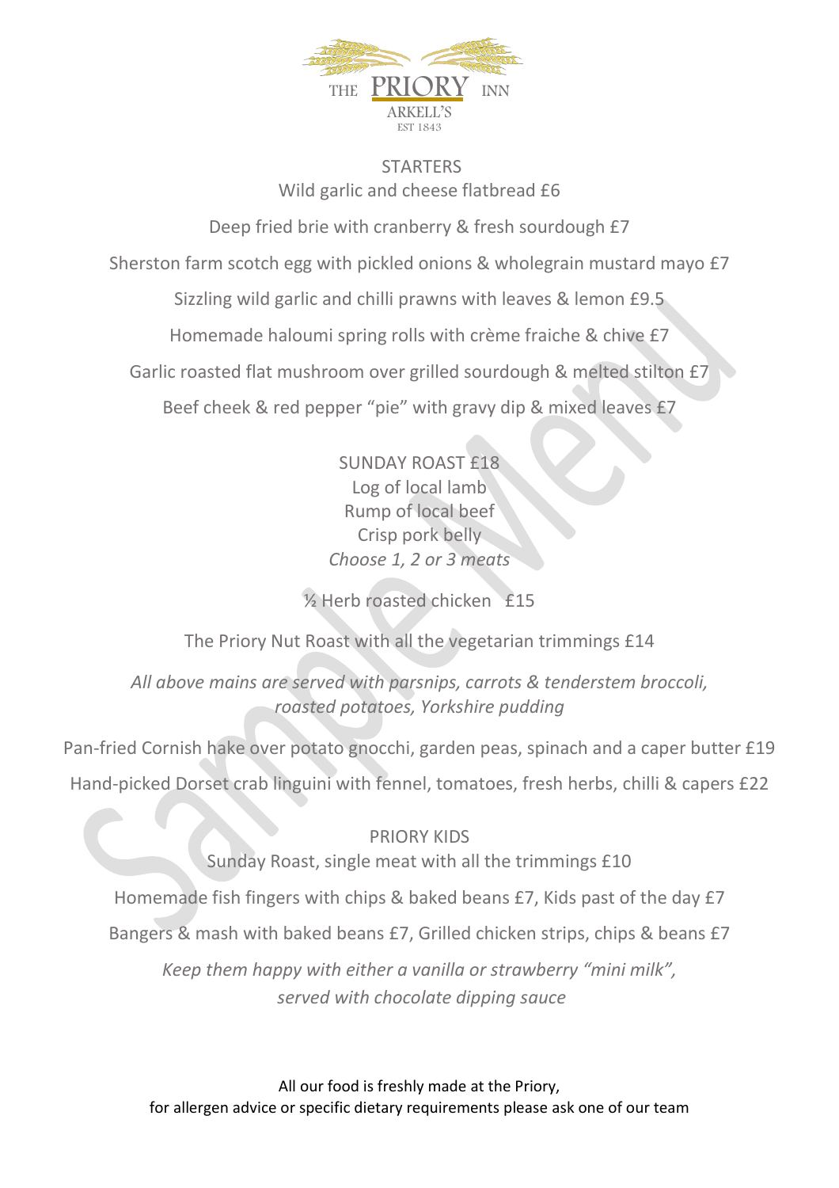# THE PRIORY INN

ARKELL'S

EST 1843

## STARTERS

Wild garlic and cheese flatbread £6

Deep fried brie with cranberry & fresh sourdough £7

Sherston farm scotch egg with pickled onions & wholegrain mustard mayo £7

Sizzling wild garlic and chilli prawns with leaves & lemon £9.5

Homemade haloumi spring rolls with crème fraiche & chive £7

Garlic roasted flat mushroom over grilled sourdough & melted stilton £7

Beef cheek & red pepper "pie" with gravy dip & mixed leaves £7

## SUNDAY ROAST £18

Log of local lamb

Rump of local beef

Crisp pork belly

*Choose 1, 2 or 3 meats*

½ Herb roasted chicken £15

The Priory Nut Roast with all the vegetarian trimmings £14

*All above mains are served with parsnips, carrots & tenderstem broccoli, roasted potatoes, Yorkshire pudding*

Pan-fried Cornish hake over potato gnocchi, garden peas, spinach and a caper butter £19

Hand-picked Dorset crab linguini with fennel, tomatoes, fresh herbs, chilli & capers £22

## PRIORY KIDS

Sunday Roast, single meat with all the trimmings £10

Homemade fish fingers with chips & baked beans £7, Kids past of the day £7

Bangers & mash with baked beans £7, Grilled chicken strips, chips & beans £7

*Keep them happy with either a vanilla or strawberry "mini milk", served with chocolate dipping sauce*

All our food is freshly made at the Priory,
for allergen advice or specific dietary requirements please ask one of our team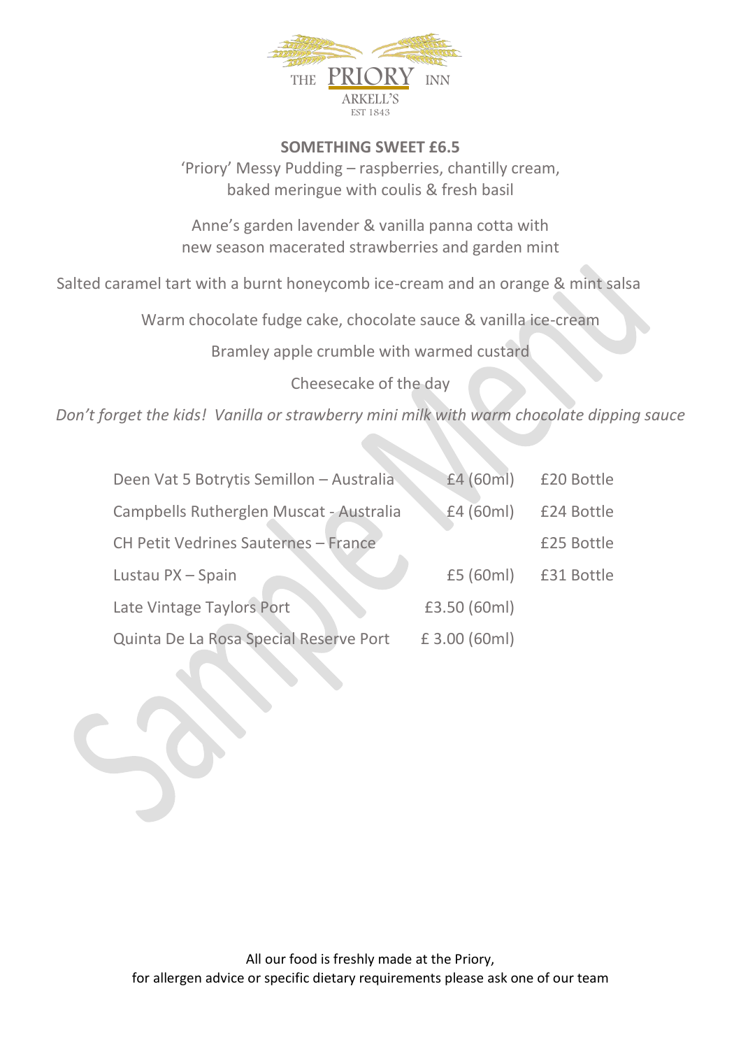THE PRIORY INN
ARKELL'S
EST 1843

## SOMETHING SWEET £6.5

'Priory' Messy Pudding – raspberries, chantilly cream, baked meringue with coulis & fresh basil

Anne's garden lavender & vanilla panna cotta with new season macerated strawberries and garden mint

Salted caramel tart with a burnt honeycomb ice-cream and an orange & mint salsa

Warm chocolate fudge cake, chocolate sauce & vanilla ice-cream

Bramley apple crumble with warmed custard

Cheesecake of the day

*Don't forget the kids! Vanilla or strawberry mini milk with warm chocolate dipping sauce*

| | | |
|---|---|---|
| Deen Vat 5 Botrytis Semillon – Australia | £4 (60ml) | £20 Bottle |
| Campbells Rutherglen Muscat - Australia | £4 (60ml) | £24 Bottle |
| CH Petit Vedrines Sauternes – France | | £25 Bottle |
| Lustau PX – Spain | £5 (60ml) | £31 Bottle |
| Late Vintage Taylors Port | £3.50 (60ml) | |
| Quinta De La Rosa Special Reserve Port | £ 3.00 (60ml) | |

All our food is freshly made at the Priory,
for allergen advice or specific dietary requirements please ask one of our team